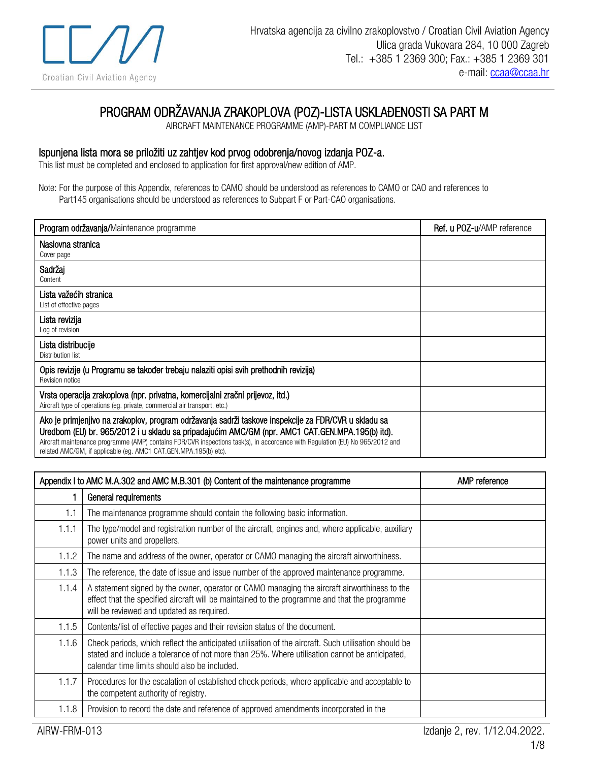Hrvatska agencija za civilno zrakoplovstvo / Croatian Civil Aviation Agency
Ulica grada Vukovara 284, 10 000 Zagreb
Tel.: +385 1 2369 300; Fax.: +385 1 2369 301
e-mail: ccaa@ccaa.hr

# PROGRAM ODRŽAVANJA ZRAKOPLOVA (POZ)-LISTA USKLAĐENOSTI SA PART M

AIRCRAFT MAINTENANCE PROGRAMME (AMP)-PART M COMPLIANCE LIST

## Ispunjena lista mora se priložiti uz zahtjev kod prvog odobrenja/novog izdanja POZ-a.

This list must be completed and enclosed to application for first approval/new edition of AMP.

Note: For the purpose of this Appendix, references to CAMO should be understood as references to CAMO or CAO and references to Part145 organisations should be understood as references to Subpart F or Part-CAO organisations.

| **Program održavanja/**Maintenance programme | **Ref. u POZ-u**/AMP reference |
|---|---|
| **Naslovna stranica**<br>Cover page | |
| **Sadržaj**<br>Content | |
| **Lista važećih stranica**<br>List of effective pages | |
| **Lista revizija**<br>Log of revision | |
| **Lista distribucije**<br>Distribution list | |
| **Opis revizije (u Programu se također trebaju nalaziti opisi svih prethodnih revizija)**<br>Revision notice | |
| **Vrsta operacija zrakoplova (npr. privatna, komercijalni zračni prijevoz, itd.)**<br>Aircraft type of operations (eg. private, commercial air transport, etc.) | |
| **Ako je primjenjivo na zrakoplov, program održavanja sadrži taskove inspekcije za FDR/CVR u skladu sa Uredbom (EU) br. 965/2012 i u skladu sa pripadajućim AMC/GM (npr. AMC1 CAT.GEN.MPA.195(b) itd).**<br>Aircraft maintenance programme (AMP) contains FDR/CVR inspections task(s), in accordance with Regulation (EU) No 965/2012 and related AMC/GM, if applicable (eg. AMC1 CAT.GEN.MPA.195(b) etc). | |

| Appendix I to AMC M.A.302 and AMC M.B.301 (b) Content of the maintenance programme | | AMP reference |
|---|---|---|
| 1 | **General requirements** | |
| 1.1 | The maintenance programme should contain the following basic information. | |
| 1.1.1 | The type/model and registration number of the aircraft, engines and, where applicable, auxiliary power units and propellers. | |
| 1.1.2 | The name and address of the owner, operator or CAMO managing the aircraft airworthiness. | |
| 1.1.3 | The reference, the date of issue and issue number of the approved maintenance programme. | |
| 1.1.4 | A statement signed by the owner, operator or CAMO managing the aircraft airworthiness to the effect that the specified aircraft will be maintained to the programme and that the programme will be reviewed and updated as required. | |
| 1.1.5 | Contents/list of effective pages and their revision status of the document. | |
| 1.1.6 | Check periods, which reflect the anticipated utilisation of the aircraft. Such utilisation should be stated and include a tolerance of not more than 25%. Where utilisation cannot be anticipated, calendar time limits should also be included. | |
| 1.1.7 | Procedures for the escalation of established check periods, where applicable and acceptable to the competent authority of registry. | |
| 1.1.8 | Provision to record the date and reference of approved amendments incorporated in the | |

AIRW-FRM-013 Izdanje 2, rev. 1/12.04.2022.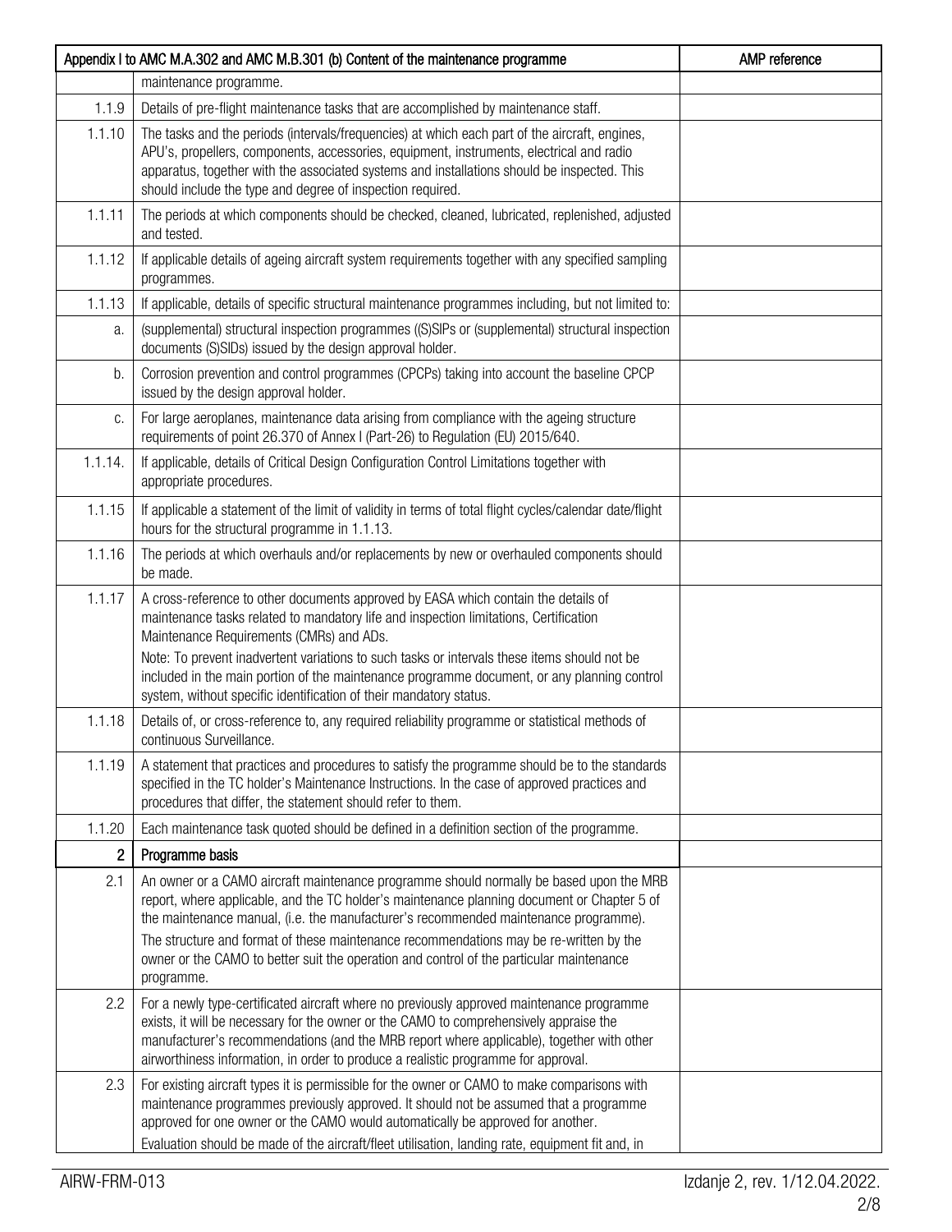| Appendix I to AMC M.A.302 and AMC M.B.301 (b) Content of the maintenance programme | | AMP reference |
|---|---|---|
| | maintenance programme. | |
| 1.1.9 | Details of pre-flight maintenance tasks that are accomplished by maintenance staff. | |
| 1.1.10 | The tasks and the periods (intervals/frequencies) at which each part of the aircraft, engines, APU's, propellers, components, accessories, equipment, instruments, electrical and radio apparatus, together with the associated systems and installations should be inspected. This should include the type and degree of inspection required. | |
| 1.1.11 | The periods at which components should be checked, cleaned, lubricated, replenished, adjusted and tested. | |
| 1.1.12 | If applicable details of ageing aircraft system requirements together with any specified sampling programmes. | |
| 1.1.13 | If applicable, details of specific structural maintenance programmes including, but not limited to: | |
| a. | (supplemental) structural inspection programmes ((S)SIPs or (supplemental) structural inspection documents (S)SIDs) issued by the design approval holder. | |
| b. | Corrosion prevention and control programmes (CPCPs) taking into account the baseline CPCP issued by the design approval holder. | |
| c. | For large aeroplanes, maintenance data arising from compliance with the ageing structure requirements of point 26.370 of Annex I (Part-26) to Regulation (EU) 2015/640. | |
| 1.1.14. | If applicable, details of Critical Design Configuration Control Limitations together with appropriate procedures. | |
| 1.1.15 | If applicable a statement of the limit of validity in terms of total flight cycles/calendar date/flight hours for the structural programme in 1.1.13. | |
| 1.1.16 | The periods at which overhauls and/or replacements by new or overhauled components should be made. | |
| 1.1.17 | A cross-reference to other documents approved by EASA which contain the details of maintenance tasks related to mandatory life and inspection limitations, Certification Maintenance Requirements (CMRs) and ADs.<br>Note: To prevent inadvertent variations to such tasks or intervals these items should not be included in the main portion of the maintenance programme document, or any planning control system, without specific identification of their mandatory status. | |
| 1.1.18 | Details of, or cross-reference to, any required reliability programme or statistical methods of continuous Surveillance. | |
| 1.1.19 | A statement that practices and procedures to satisfy the programme should be to the standards specified in the TC holder's Maintenance Instructions. In the case of approved practices and procedures that differ, the statement should refer to them. | |
| 1.1.20 | Each maintenance task quoted should be defined in a definition section of the programme. | |
| **2** | **Programme basis** | |
| 2.1 | An owner or a CAMO aircraft maintenance programme should normally be based upon the MRB report, where applicable, and the TC holder's maintenance planning document or Chapter 5 of the maintenance manual, (i.e. the manufacturer's recommended maintenance programme).<br>The structure and format of these maintenance recommendations may be re-written by the owner or the CAMO to better suit the operation and control of the particular maintenance programme. | |
| 2.2 | For a newly type-certificated aircraft where no previously approved maintenance programme exists, it will be necessary for the owner or the CAMO to comprehensively appraise the manufacturer's recommendations (and the MRB report where applicable), together with other airworthiness information, in order to produce a realistic programme for approval. | |
| 2.3 | For existing aircraft types it is permissible for the owner or CAMO to make comparisons with maintenance programmes previously approved. It should not be assumed that a programme approved for one owner or the CAMO would automatically be approved for another.<br>Evaluation should be made of the aircraft/fleet utilisation, landing rate, equipment fit and, in | |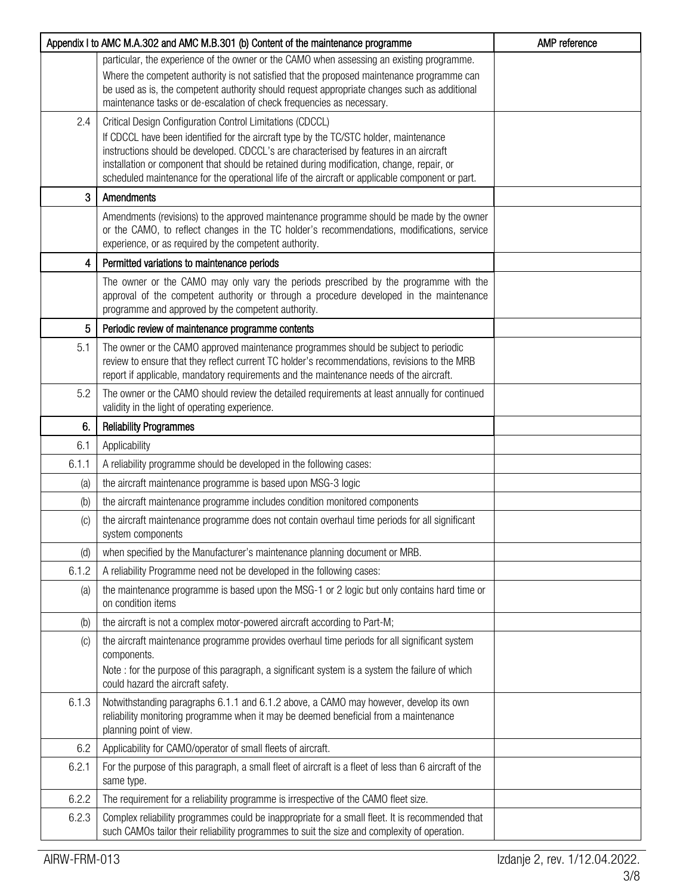| Appendix I to AMC M.A.302 and AMC M.B.301 (b) Content of the maintenance programme | | AMP reference |
|---|---|---|
| | particular, the experience of the owner or the CAMO when assessing an existing programme.<br>Where the competent authority is not satisfied that the proposed maintenance programme can be used as is, the competent authority should request appropriate changes such as additional maintenance tasks or de-escalation of check frequencies as necessary. | |
| 2.4 | Critical Design Configuration Control Limitations (CDCCL)<br>If CDCCL have been identified for the aircraft type by the TC/STC holder, maintenance instructions should be developed. CDCCL's are characterised by features in an aircraft installation or component that should be retained during modification, change, repair, or scheduled maintenance for the operational life of the aircraft or applicable component or part. | |
| 3 | **Amendments** | |
| | Amendments (revisions) to the approved maintenance programme should be made by the owner or the CAMO, to reflect changes in the TC holder's recommendations, modifications, service experience, or as required by the competent authority. | |
| 4 | **Permitted variations to maintenance periods** | |
| | The owner or the CAMO may only vary the periods prescribed by the programme with the approval of the competent authority or through a procedure developed in the maintenance programme and approved by the competent authority. | |
| 5 | **Periodic review of maintenance programme contents** | |
| 5.1 | The owner or the CAMO approved maintenance programmes should be subject to periodic review to ensure that they reflect current TC holder's recommendations, revisions to the MRB report if applicable, mandatory requirements and the maintenance needs of the aircraft. | |
| 5.2 | The owner or the CAMO should review the detailed requirements at least annually for continued validity in the light of operating experience. | |
| 6. | **Reliability Programmes** | |
| 6.1 | Applicability | |
| 6.1.1 | A reliability programme should be developed in the following cases: | |
| (a) | the aircraft maintenance programme is based upon MSG-3 logic | |
| (b) | the aircraft maintenance programme includes condition monitored components | |
| (c) | the aircraft maintenance programme does not contain overhaul time periods for all significant system components | |
| (d) | when specified by the Manufacturer's maintenance planning document or MRB. | |
| 6.1.2 | A reliability Programme need not be developed in the following cases: | |
| (a) | the maintenance programme is based upon the MSG-1 or 2 logic but only contains hard time or on condition items | |
| (b) | the aircraft is not a complex motor-powered aircraft according to Part-M; | |
| (c) | the aircraft maintenance programme provides overhaul time periods for all significant system components.<br>Note : for the purpose of this paragraph, a significant system is a system the failure of which could hazard the aircraft safety. | |
| 6.1.3 | Notwithstanding paragraphs 6.1.1 and 6.1.2 above, a CAMO may however, develop its own reliability monitoring programme when it may be deemed beneficial from a maintenance planning point of view. | |
| 6.2 | Applicability for CAMO/operator of small fleets of aircraft. | |
| 6.2.1 | For the purpose of this paragraph, a small fleet of aircraft is a fleet of less than 6 aircraft of the same type. | |
| 6.2.2 | The requirement for a reliability programme is irrespective of the CAMO fleet size. | |
| 6.2.3 | Complex reliability programmes could be inappropriate for a small fleet. It is recommended that such CAMOs tailor their reliability programmes to suit the size and complexity of operation. | |

AIRW-FRM-013 Izdanje 2, rev. 1/12.04.2022.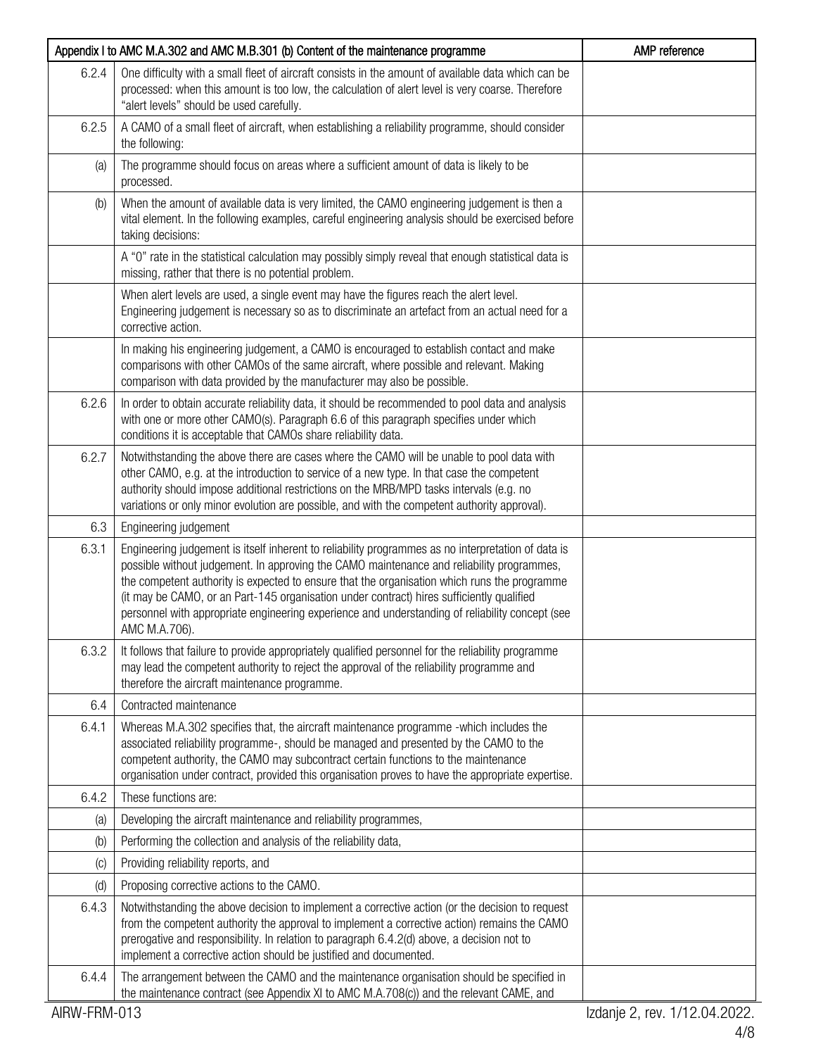| Appendix I to AMC M.A.302 and AMC M.B.301 (b) Content of the maintenance programme | | AMP reference |
|---|---|---|
| 6.2.4 | One difficulty with a small fleet of aircraft consists in the amount of available data which can be processed: when this amount is too low, the calculation of alert level is very coarse. Therefore "alert levels" should be used carefully. | |
| 6.2.5 | A CAMO of a small fleet of aircraft, when establishing a reliability programme, should consider the following: | |
| (a) | The programme should focus on areas where a sufficient amount of data is likely to be processed. | |
| (b) | When the amount of available data is very limited, the CAMO engineering judgement is then a vital element. In the following examples, careful engineering analysis should be exercised before taking decisions: | |
| | A "0" rate in the statistical calculation may possibly simply reveal that enough statistical data is missing, rather that there is no potential problem. | |
| | When alert levels are used, a single event may have the figures reach the alert level. Engineering judgement is necessary so as to discriminate an artefact from an actual need for a corrective action. | |
| | In making his engineering judgement, a CAMO is encouraged to establish contact and make comparisons with other CAMOs of the same aircraft, where possible and relevant. Making comparison with data provided by the manufacturer may also be possible. | |
| 6.2.6 | In order to obtain accurate reliability data, it should be recommended to pool data and analysis with one or more other CAMO(s). Paragraph 6.6 of this paragraph specifies under which conditions it is acceptable that CAMOs share reliability data. | |
| 6.2.7 | Notwithstanding the above there are cases where the CAMO will be unable to pool data with other CAMO, e.g. at the introduction to service of a new type. In that case the competent authority should impose additional restrictions on the MRB/MPD tasks intervals (e.g. no variations or only minor evolution are possible, and with the competent authority approval). | |
| 6.3 | Engineering judgement | |
| 6.3.1 | Engineering judgement is itself inherent to reliability programmes as no interpretation of data is possible without judgement. In approving the CAMO maintenance and reliability programmes, the competent authority is expected to ensure that the organisation which runs the programme (it may be CAMO, or an Part-145 organisation under contract) hires sufficiently qualified personnel with appropriate engineering experience and understanding of reliability concept (see AMC M.A.706). | |
| 6.3.2 | It follows that failure to provide appropriately qualified personnel for the reliability programme may lead the competent authority to reject the approval of the reliability programme and therefore the aircraft maintenance programme. | |
| 6.4 | Contracted maintenance | |
| 6.4.1 | Whereas M.A.302 specifies that, the aircraft maintenance programme -which includes the associated reliability programme-, should be managed and presented by the CAMO to the competent authority, the CAMO may subcontract certain functions to the maintenance organisation under contract, provided this organisation proves to have the appropriate expertise. | |
| 6.4.2 | These functions are: | |
| (a) | Developing the aircraft maintenance and reliability programmes, | |
| (b) | Performing the collection and analysis of the reliability data, | |
| (c) | Providing reliability reports, and | |
| (d) | Proposing corrective actions to the CAMO. | |
| 6.4.3 | Notwithstanding the above decision to implement a corrective action (or the decision to request from the competent authority the approval to implement a corrective action) remains the CAMO prerogative and responsibility. In relation to paragraph 6.4.2(d) above, a decision not to implement a corrective action should be justified and documented. | |
| 6.4.4 | The arrangement between the CAMO and the maintenance organisation should be specified in the maintenance contract (see Appendix XI to AMC M.A.708(c)) and the relevant CAME, and | |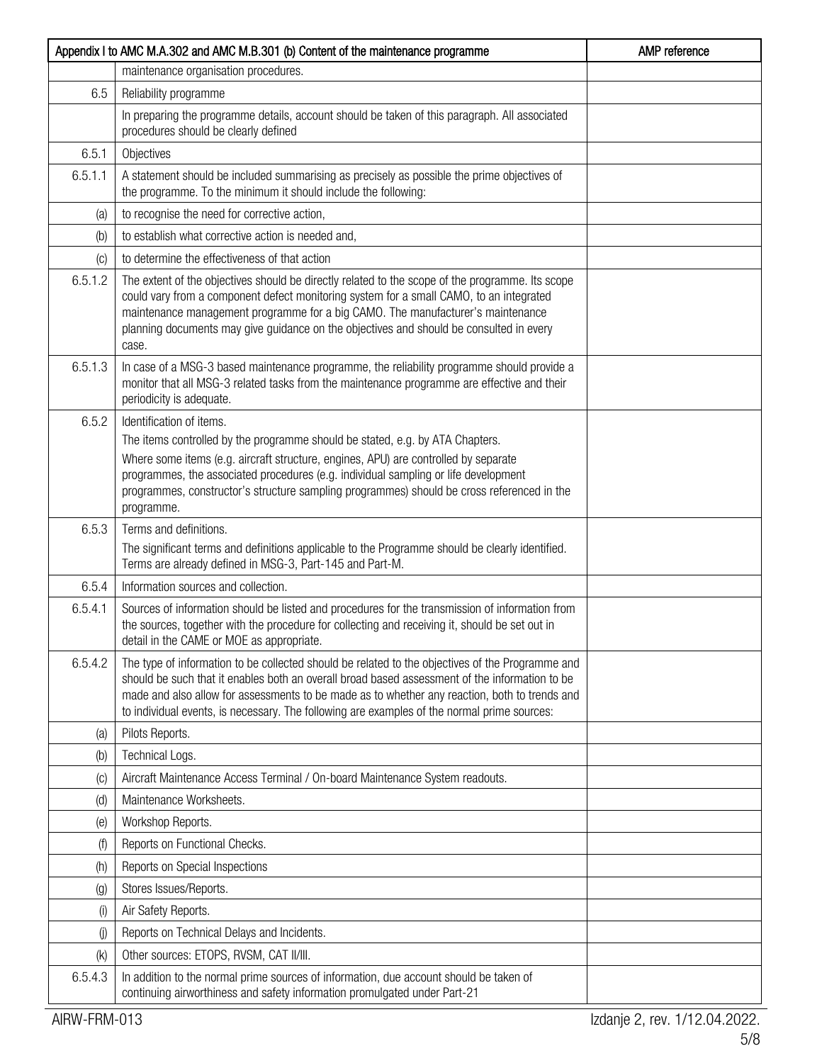| Appendix I to AMC M.A.302 and AMC M.B.301 (b) Content of the maintenance programme | | AMP reference |
|---|---|---|
| | maintenance organisation procedures. | |
| 6.5 | Reliability programme | |
| | In preparing the programme details, account should be taken of this paragraph. All associated procedures should be clearly defined | |
| 6.5.1 | Objectives | |
| 6.5.1.1 | A statement should be included summarising as precisely as possible the prime objectives of the programme. To the minimum it should include the following: | |
| (a) | to recognise the need for corrective action, | |
| (b) | to establish what corrective action is needed and, | |
| (c) | to determine the effectiveness of that action | |
| 6.5.1.2 | The extent of the objectives should be directly related to the scope of the programme. Its scope could vary from a component defect monitoring system for a small CAMO, to an integrated maintenance management programme for a big CAMO. The manufacturer's maintenance planning documents may give guidance on the objectives and should be consulted in every case. | |
| 6.5.1.3 | In case of a MSG-3 based maintenance programme, the reliability programme should provide a monitor that all MSG-3 related tasks from the maintenance programme are effective and their periodicity is adequate. | |
| 6.5.2 | Identification of items.<br>The items controlled by the programme should be stated, e.g. by ATA Chapters.<br>Where some items (e.g. aircraft structure, engines, APU) are controlled by separate programmes, the associated procedures (e.g. individual sampling or life development programmes, constructor's structure sampling programmes) should be cross referenced in the programme. | |
| 6.5.3 | Terms and definitions.<br>The significant terms and definitions applicable to the Programme should be clearly identified. Terms are already defined in MSG-3, Part-145 and Part-M. | |
| 6.5.4 | Information sources and collection. | |
| 6.5.4.1 | Sources of information should be listed and procedures for the transmission of information from the sources, together with the procedure for collecting and receiving it, should be set out in detail in the CAME or MOE as appropriate. | |
| 6.5.4.2 | The type of information to be collected should be related to the objectives of the Programme and should be such that it enables both an overall broad based assessment of the information to be made and also allow for assessments to be made as to whether any reaction, both to trends and to individual events, is necessary. The following are examples of the normal prime sources: | |
| (a) | Pilots Reports. | |
| (b) | Technical Logs. | |
| (c) | Aircraft Maintenance Access Terminal / On-board Maintenance System readouts. | |
| (d) | Maintenance Worksheets. | |
| (e) | Workshop Reports. | |
| (f) | Reports on Functional Checks. | |
| (h) | Reports on Special Inspections | |
| (g) | Stores Issues/Reports. | |
| (i) | Air Safety Reports. | |
| (j) | Reports on Technical Delays and Incidents. | |
| (k) | Other sources: ETOPS, RVSM, CAT II/III. | |
| 6.5.4.3 | In addition to the normal prime sources of information, due account should be taken of continuing airworthiness and safety information promulgated under Part-21 | |

AIRW-FRM-013 Izdanje 2, rev. 1/12.04.2022.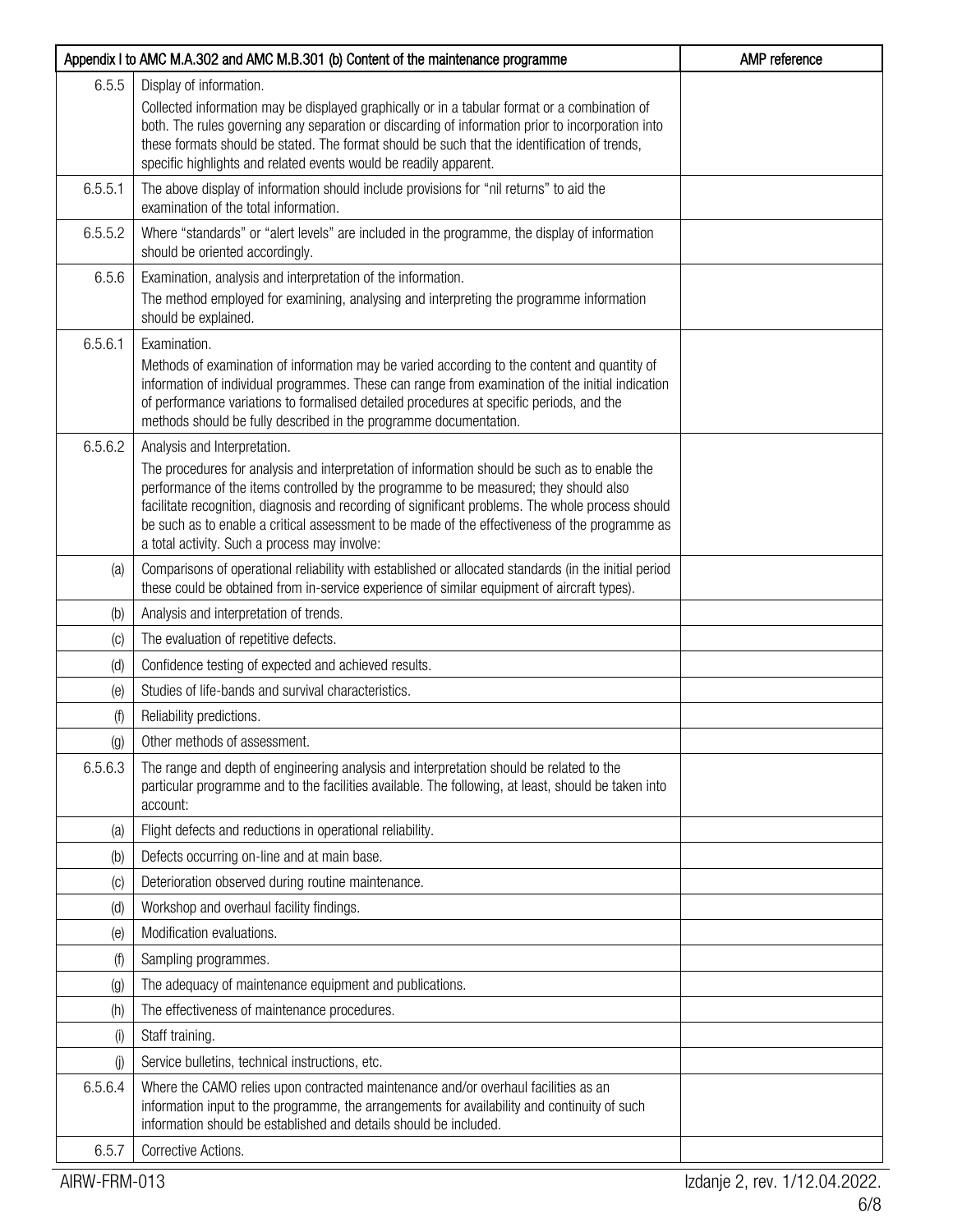| Appendix I to AMC M.A.302 and AMC M.B.301 (b) Content of the maintenance programme | | AMP reference |
|---|---|---|
| 6.5.5 | Display of information.<br>Collected information may be displayed graphically or in a tabular format or a combination of both. The rules governing any separation or discarding of information prior to incorporation into these formats should be stated. The format should be such that the identification of trends, specific highlights and related events would be readily apparent. | |
| 6.5.5.1 | The above display of information should include provisions for “nil returns” to aid the examination of the total information. | |
| 6.5.5.2 | Where “standards” or “alert levels” are included in the programme, the display of information should be oriented accordingly. | |
| 6.5.6 | Examination, analysis and interpretation of the information.<br>The method employed for examining, analysing and interpreting the programme information should be explained. | |
| 6.5.6.1 | Examination.<br>Methods of examination of information may be varied according to the content and quantity of information of individual programmes. These can range from examination of the initial indication of performance variations to formalised detailed procedures at specific periods, and the methods should be fully described in the programme documentation. | |
| 6.5.6.2 | Analysis and Interpretation.<br>The procedures for analysis and interpretation of information should be such as to enable the performance of the items controlled by the programme to be measured; they should also facilitate recognition, diagnosis and recording of significant problems. The whole process should be such as to enable a critical assessment to be made of the effectiveness of the programme as a total activity. Such a process may involve: | |
| (a) | Comparisons of operational reliability with established or allocated standards (in the initial period these could be obtained from in-service experience of similar equipment of aircraft types). | |
| (b) | Analysis and interpretation of trends. | |
| (c) | The evaluation of repetitive defects. | |
| (d) | Confidence testing of expected and achieved results. | |
| (e) | Studies of life-bands and survival characteristics. | |
| (f) | Reliability predictions. | |
| (g) | Other methods of assessment. | |
| 6.5.6.3 | The range and depth of engineering analysis and interpretation should be related to the particular programme and to the facilities available. The following, at least, should be taken into account: | |
| (a) | Flight defects and reductions in operational reliability. | |
| (b) | Defects occurring on-line and at main base. | |
| (c) | Deterioration observed during routine maintenance. | |
| (d) | Workshop and overhaul facility findings. | |
| (e) | Modification evaluations. | |
| (f) | Sampling programmes. | |
| (g) | The adequacy of maintenance equipment and publications. | |
| (h) | The effectiveness of maintenance procedures. | |
| (i) | Staff training. | |
| (j) | Service bulletins, technical instructions, etc. | |
| 6.5.6.4 | Where the CAMO relies upon contracted maintenance and/or overhaul facilities as an information input to the programme, the arrangements for availability and continuity of such information should be established and details should be included. | |
| 6.5.7 | Corrective Actions. | |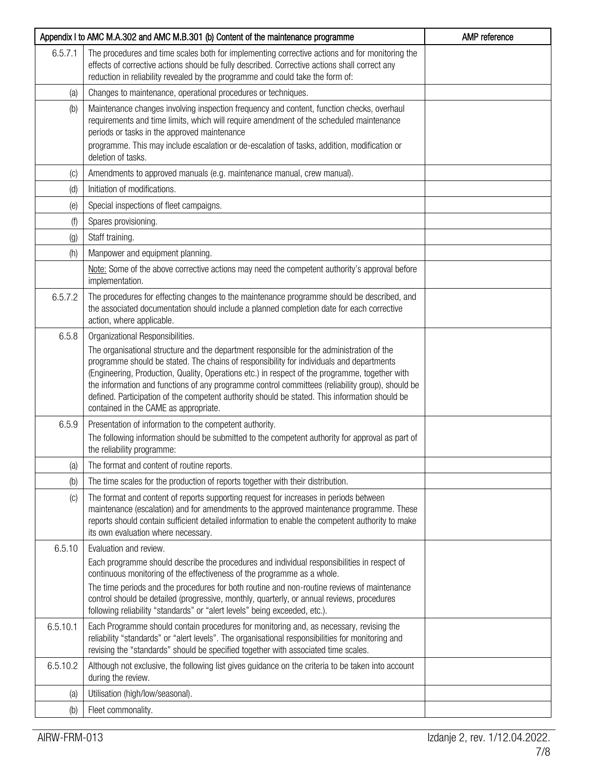| Appendix I to AMC M.A.302 and AMC M.B.301 (b) Content of the maintenance programme | | AMP reference |
|---|---|---|
| 6.5.7.1 | The procedures and time scales both for implementing corrective actions and for monitoring the effects of corrective actions should be fully described. Corrective actions shall correct any reduction in reliability revealed by the programme and could take the form of: | |
| (a) | Changes to maintenance, operational procedures or techniques. | |
| (b) | Maintenance changes involving inspection frequency and content, function checks, overhaul requirements and time limits, which will require amendment of the scheduled maintenance periods or tasks in the approved maintenance programme. This may include escalation or de-escalation of tasks, addition, modification or deletion of tasks. | |
| (c) | Amendments to approved manuals (e.g. maintenance manual, crew manual). | |
| (d) | Initiation of modifications. | |
| (e) | Special inspections of fleet campaigns. | |
| (f) | Spares provisioning. | |
| (g) | Staff training. | |
| (h) | Manpower and equipment planning. | |
| | Note: Some of the above corrective actions may need the competent authority's approval before implementation. | |
| 6.5.7.2 | The procedures for effecting changes to the maintenance programme should be described, and the associated documentation should include a planned completion date for each corrective action, where applicable. | |
| 6.5.8 | Organizational Responsibilities. The organisational structure and the department responsible for the administration of the programme should be stated. The chains of responsibility for individuals and departments (Engineering, Production, Quality, Operations etc.) in respect of the programme, together with the information and functions of any programme control committees (reliability group), should be defined. Participation of the competent authority should be stated. This information should be contained in the CAME as appropriate. | |
| 6.5.9 | Presentation of information to the competent authority. The following information should be submitted to the competent authority for approval as part of the reliability programme: | |
| (a) | The format and content of routine reports. | |
| (b) | The time scales for the production of reports together with their distribution. | |
| (c) | The format and content of reports supporting request for increases in periods between maintenance (escalation) and for amendments to the approved maintenance programme. These reports should contain sufficient detailed information to enable the competent authority to make its own evaluation where necessary. | |
| 6.5.10 | Evaluation and review. Each programme should describe the procedures and individual responsibilities in respect of continuous monitoring of the effectiveness of the programme as a whole. The time periods and the procedures for both routine and non-routine reviews of maintenance control should be detailed (progressive, monthly, quarterly, or annual reviews, procedures following reliability "standards" or "alert levels" being exceeded, etc.). | |
| 6.5.10.1 | Each Programme should contain procedures for monitoring and, as necessary, revising the reliability "standards" or "alert levels". The organisational responsibilities for monitoring and revising the "standards" should be specified together with associated time scales. | |
| 6.5.10.2 | Although not exclusive, the following list gives guidance on the criteria to be taken into account during the review. | |
| (a) | Utilisation (high/low/seasonal). | |
| (b) | Fleet commonality. | |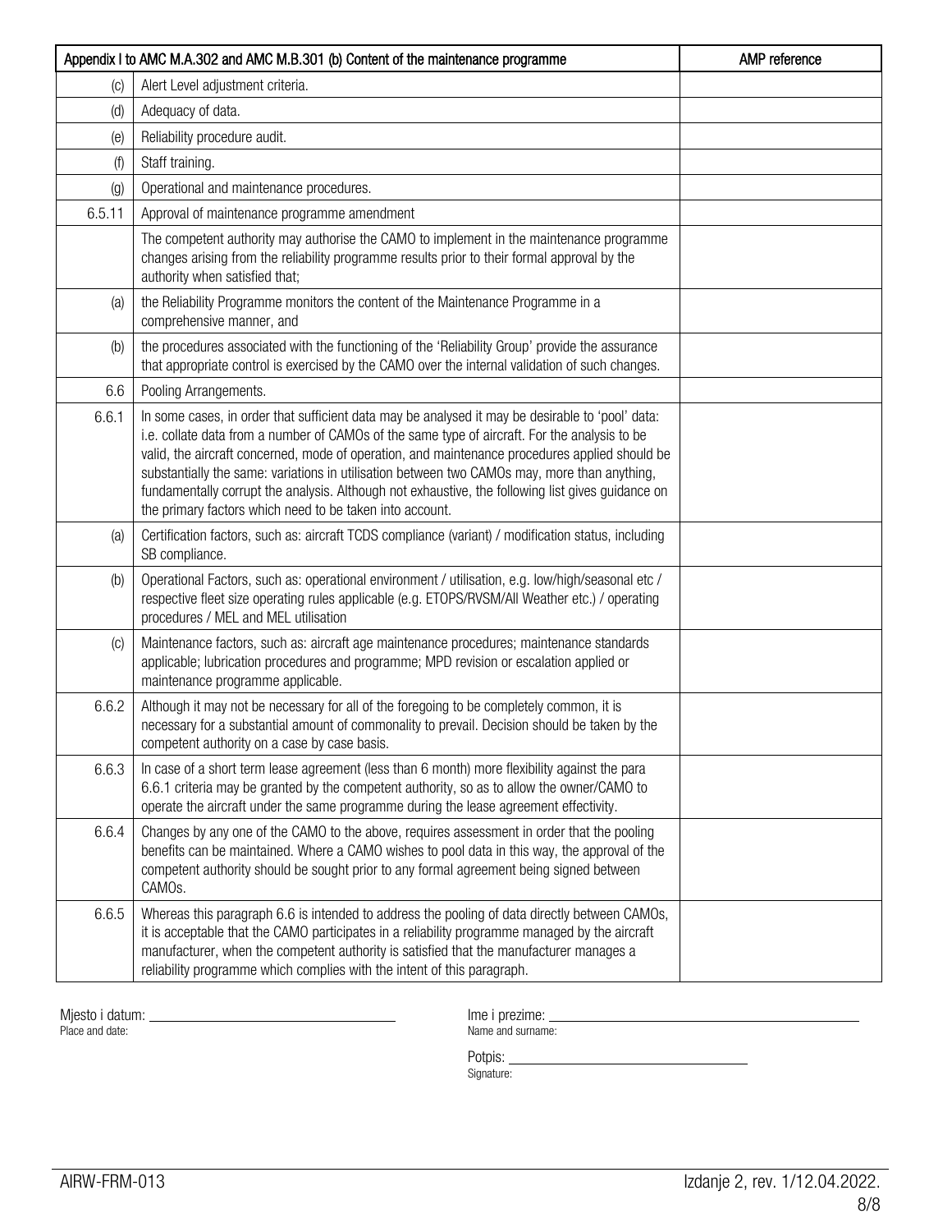| Appendix I to AMC M.A.302 and AMC M.B.301 (b) Content of the maintenance programme | | AMP reference |
|---|---|---|
| (c) | Alert Level adjustment criteria. | |
| (d) | Adequacy of data. | |
| (e) | Reliability procedure audit. | |
| (f) | Staff training. | |
| (g) | Operational and maintenance procedures. | |
| 6.5.11 | Approval of maintenance programme amendment | |
| | The competent authority may authorise the CAMO to implement in the maintenance programme changes arising from the reliability programme results prior to their formal approval by the authority when satisfied that; | |
| (a) | the Reliability Programme monitors the content of the Maintenance Programme in a comprehensive manner, and | |
| (b) | the procedures associated with the functioning of the 'Reliability Group' provide the assurance that appropriate control is exercised by the CAMO over the internal validation of such changes. | |
| 6.6 | Pooling Arrangements. | |
| 6.6.1 | In some cases, in order that sufficient data may be analysed it may be desirable to 'pool' data: i.e. collate data from a number of CAMOs of the same type of aircraft. For the analysis to be valid, the aircraft concerned, mode of operation, and maintenance procedures applied should be substantially the same: variations in utilisation between two CAMOs may, more than anything, fundamentally corrupt the analysis. Although not exhaustive, the following list gives guidance on the primary factors which need to be taken into account. | |
| (a) | Certification factors, such as: aircraft TCDS compliance (variant) / modification status, including SB compliance. | |
| (b) | Operational Factors, such as: operational environment / utilisation, e.g. low/high/seasonal etc / respective fleet size operating rules applicable (e.g. ETOPS/RVSM/All Weather etc.) / operating procedures / MEL and MEL utilisation | |
| (c) | Maintenance factors, such as: aircraft age maintenance procedures; maintenance standards applicable; lubrication procedures and programme; MPD revision or escalation applied or maintenance programme applicable. | |
| 6.6.2 | Although it may not be necessary for all of the foregoing to be completely common, it is necessary for a substantial amount of commonality to prevail. Decision should be taken by the competent authority on a case by case basis. | |
| 6.6.3 | In case of a short term lease agreement (less than 6 month) more flexibility against the para 6.6.1 criteria may be granted by the competent authority, so as to allow the owner/CAMO to operate the aircraft under the same programme during the lease agreement effectivity. | |
| 6.6.4 | Changes by any one of the CAMO to the above, requires assessment in order that the pooling benefits can be maintained. Where a CAMO wishes to pool data in this way, the approval of the competent authority should be sought prior to any formal agreement being signed between CAMOs. | |
| 6.6.5 | Whereas this paragraph 6.6 is intended to address the pooling of data directly between CAMOs, it is acceptable that the CAMO participates in a reliability programme managed by the aircraft manufacturer, when the competent authority is satisfied that the manufacturer manages a reliability programme which complies with the intent of this paragraph. | |

Mjesto i datum: ______________________
Place and date:

Ime i prezime: ______________________
Name and surname:

Potpis: ______________________
Signature:

AIRW-FRM-013 Izdanje 2, rev. 1/12.04.2022.